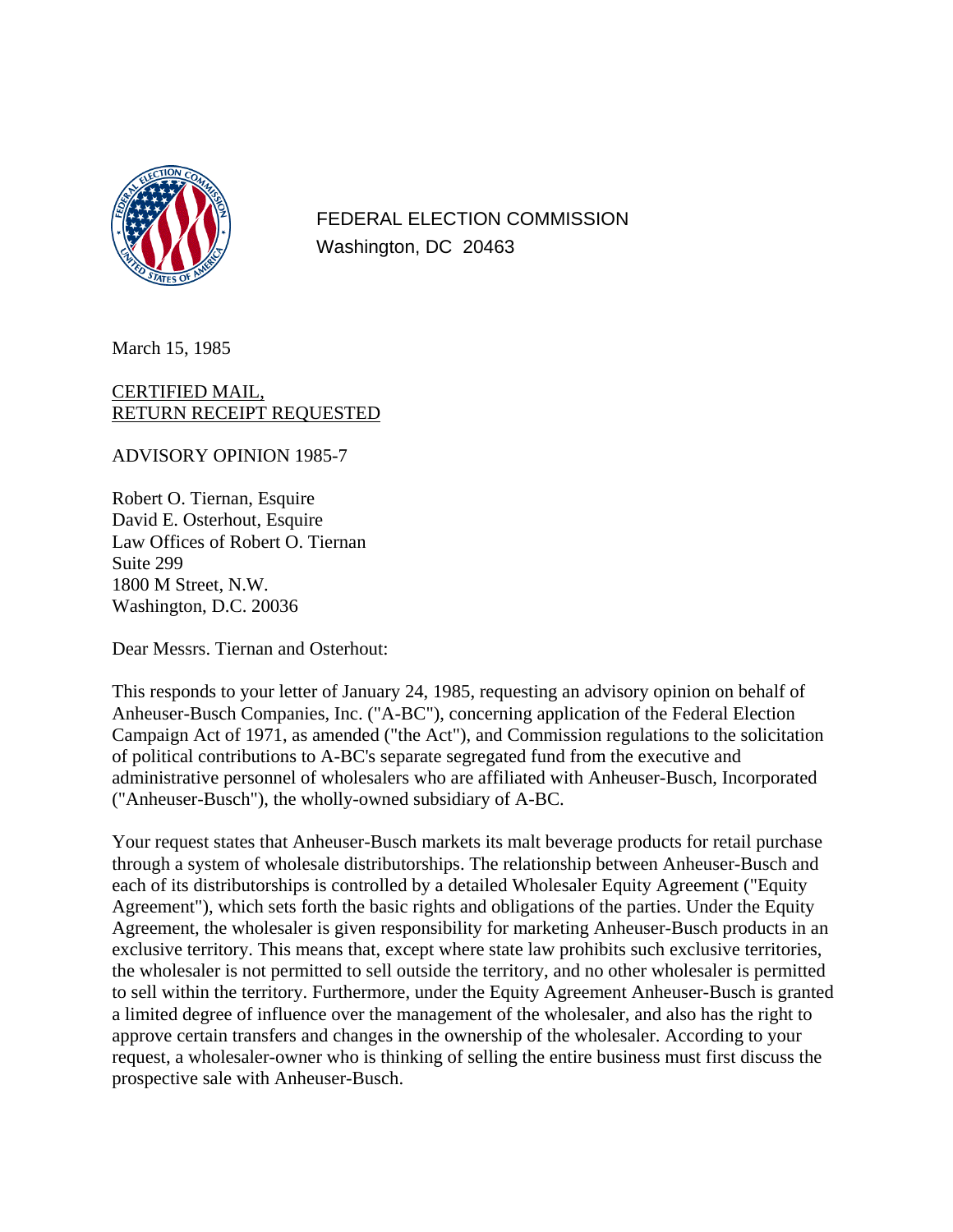FEDERAL ELECTION COMMISSION
Washington, DC 20463

March 15, 1985

CERTIFIED MAIL,
RETURN RECEIPT REQUESTED

ADVISORY OPINION 1985-7

Robert O. Tiernan, Esquire
David E. Osterhout, Esquire
Law Offices of Robert O. Tiernan
Suite 299
1800 M Street, N.W.
Washington, D.C. 20036

Dear Messrs. Tiernan and Osterhout:

This responds to your letter of January 24, 1985, requesting an advisory opinion on behalf of Anheuser-Busch Companies, Inc. ("A-BC"), concerning application of the Federal Election Campaign Act of 1971, as amended ("the Act"), and Commission regulations to the solicitation of political contributions to A-BC's separate segregated fund from the executive and administrative personnel of wholesalers who are affiliated with Anheuser-Busch, Incorporated ("Anheuser-Busch"), the wholly-owned subsidiary of A-BC.

Your request states that Anheuser-Busch markets its malt beverage products for retail purchase through a system of wholesale distributorships. The relationship between Anheuser-Busch and each of its distributorships is controlled by a detailed Wholesaler Equity Agreement ("Equity Agreement"), which sets forth the basic rights and obligations of the parties. Under the Equity Agreement, the wholesaler is given responsibility for marketing Anheuser-Busch products in an exclusive territory. This means that, except where state law prohibits such exclusive territories, the wholesaler is not permitted to sell outside the territory, and no other wholesaler is permitted to sell within the territory. Furthermore, under the Equity Agreement Anheuser-Busch is granted a limited degree of influence over the management of the wholesaler, and also has the right to approve certain transfers and changes in the ownership of the wholesaler. According to your request, a wholesaler-owner who is thinking of selling the entire business must first discuss the prospective sale with Anheuser-Busch.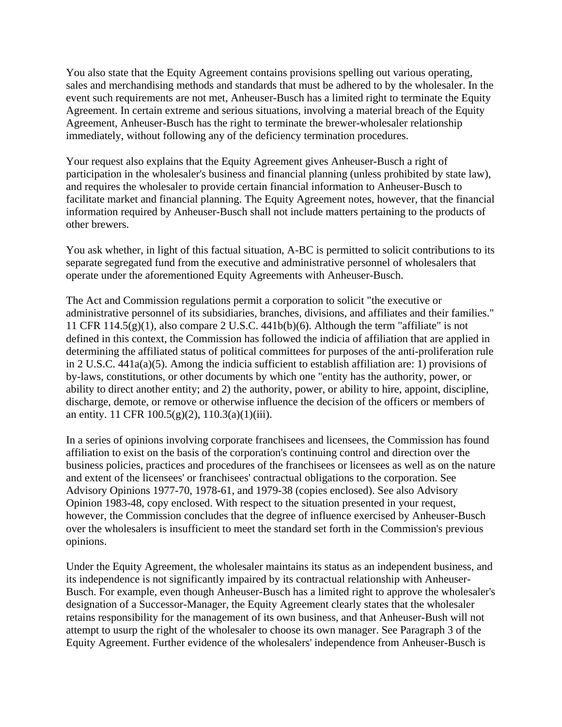You also state that the Equity Agreement contains provisions spelling out various operating, sales and merchandising methods and standards that must be adhered to by the wholesaler. In the event such requirements are not met, Anheuser-Busch has a limited right to terminate the Equity Agreement. In certain extreme and serious situations, involving a material breach of the Equity Agreement, Anheuser-Busch has the right to terminate the brewer-wholesaler relationship immediately, without following any of the deficiency termination procedures.

Your request also explains that the Equity Agreement gives Anheuser-Busch a right of participation in the wholesaler's business and financial planning (unless prohibited by state law), and requires the wholesaler to provide certain financial information to Anheuser-Busch to facilitate market and financial planning. The Equity Agreement notes, however, that the financial information required by Anheuser-Busch shall not include matters pertaining to the products of other brewers.

You ask whether, in light of this factual situation, A-BC is permitted to solicit contributions to its separate segregated fund from the executive and administrative personnel of wholesalers that operate under the aforementioned Equity Agreements with Anheuser-Busch.

The Act and Commission regulations permit a corporation to solicit "the executive or administrative personnel of its subsidiaries, branches, divisions, and affiliates and their families." 11 CFR 114.5(g)(1), also compare 2 U.S.C. 441b(b)(6). Although the term "affiliate" is not defined in this context, the Commission has followed the indicia of affiliation that are applied in determining the affiliated status of political committees for purposes of the anti-proliferation rule in 2 U.S.C. 441a(a)(5). Among the indicia sufficient to establish affiliation are: 1) provisions of by-laws, constitutions, or other documents by which one "entity has the authority, power, or ability to direct another entity; and 2) the authority, power, or ability to hire, appoint, discipline, discharge, demote, or remove or otherwise influence the decision of the officers or members of an entity. 11 CFR 100.5(g)(2), 110.3(a)(1)(iii).

In a series of opinions involving corporate franchisees and licensees, the Commission has found affiliation to exist on the basis of the corporation's continuing control and direction over the business policies, practices and procedures of the franchisees or licensees as well as on the nature and extent of the licensees' or franchisees' contractual obligations to the corporation. See Advisory Opinions 1977-70, 1978-61, and 1979-38 (copies enclosed). See also Advisory Opinion 1983-48, copy enclosed. With respect to the situation presented in your request, however, the Commission concludes that the degree of influence exercised by Anheuser-Busch over the wholesalers is insufficient to meet the standard set forth in the Commission's previous opinions.

Under the Equity Agreement, the wholesaler maintains its status as an independent business, and its independence is not significantly impaired by its contractual relationship with Anheuser-Busch. For example, even though Anheuser-Busch has a limited right to approve the wholesaler's designation of a Successor-Manager, the Equity Agreement clearly states that the wholesaler retains responsibility for the management of its own business, and that Anheuser-Bush will not attempt to usurp the right of the wholesaler to choose its own manager. See Paragraph 3 of the Equity Agreement. Further evidence of the wholesalers' independence from Anheuser-Busch is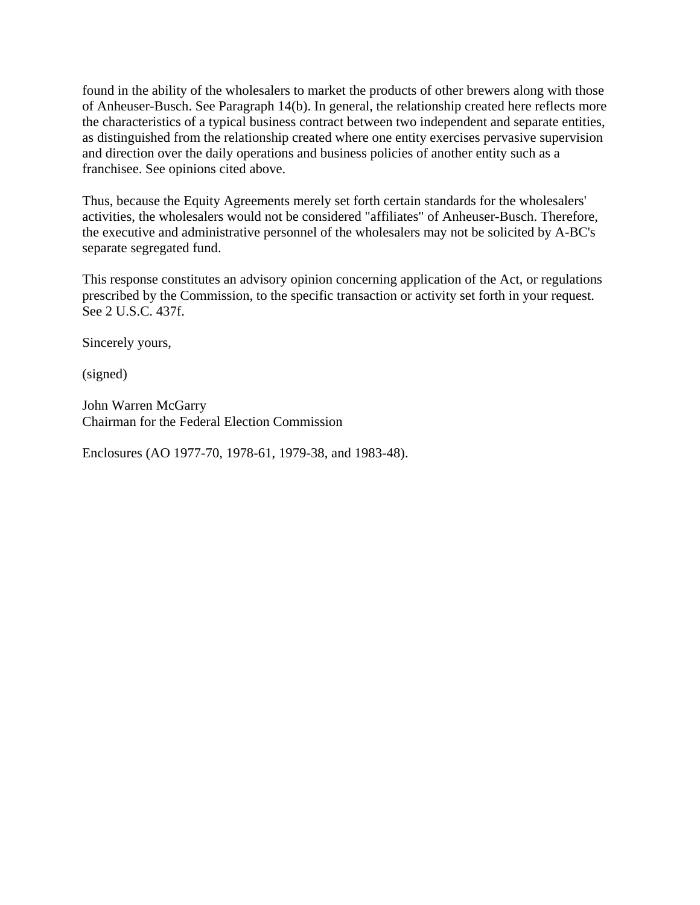found in the ability of the wholesalers to market the products of other brewers along with those of Anheuser-Busch. See Paragraph 14(b). In general, the relationship created here reflects more the characteristics of a typical business contract between two independent and separate entities, as distinguished from the relationship created where one entity exercises pervasive supervision and direction over the daily operations and business policies of another entity such as a franchisee. See opinions cited above.

Thus, because the Equity Agreements merely set forth certain standards for the wholesalers' activities, the wholesalers would not be considered "affiliates" of Anheuser-Busch. Therefore, the executive and administrative personnel of the wholesalers may not be solicited by A-BC's separate segregated fund.

This response constitutes an advisory opinion concerning application of the Act, or regulations prescribed by the Commission, to the specific transaction or activity set forth in your request. See 2 U.S.C. 437f.

Sincerely yours,

(signed)

John Warren McGarry
Chairman for the Federal Election Commission

Enclosures (AO 1977-70, 1978-61, 1979-38, and 1983-48).